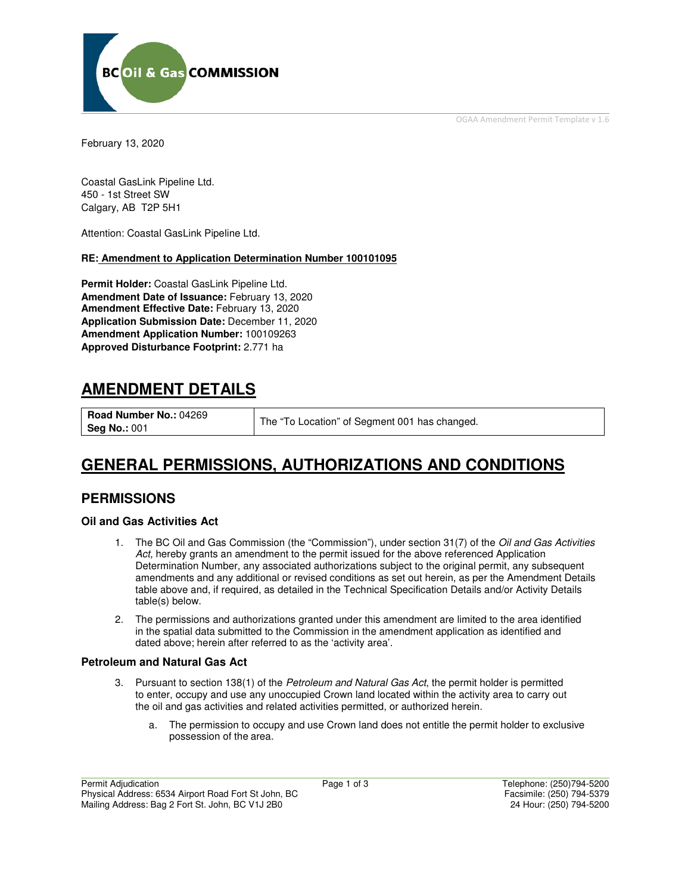OGAA Amendment Permit Template v 1.6

February 13, 2020

Coastal GasLink Pipeline Ltd.
450 - 1st Street SW
Calgary, AB T2P 5H1

Attention: Coastal GasLink Pipeline Ltd.

**RE: Amendment to Application Determination Number 100101095**

**Permit Holder:** Coastal GasLink Pipeline Ltd.
**Amendment Date of Issuance:** February 13, 2020
**Amendment Effective Date:** February 13, 2020
**Application Submission Date:** December 11, 2020
**Amendment Application Number:** 100109263
**Approved Disturbance Footprint:** 2.771 ha

# AMENDMENT DETAILS

| **Road Number No.:** 04269 **Seg No.:** 001 | The "To Location" of Segment 001 has changed. |
|---|---|

# GENERAL PERMISSIONS, AUTHORIZATIONS AND CONDITIONS

## PERMISSIONS

### Oil and Gas Activities Act

1. The BC Oil and Gas Commission (the "Commission"), under section 31(7) of the *Oil and Gas Activities Act,* hereby grants an amendment to the permit issued for the above referenced Application Determination Number, any associated authorizations subject to the original permit, any subsequent amendments and any additional or revised conditions as set out herein, as per the Amendment Details table above and, if required, as detailed in the Technical Specification Details and/or Activity Details table(s) below.

2. The permissions and authorizations granted under this amendment are limited to the area identified in the spatial data submitted to the Commission in the amendment application as identified and dated above; herein after referred to as the 'activity area'.

### Petroleum and Natural Gas Act

3. Pursuant to section 138(1) of the *Petroleum and Natural Gas Act*, the permit holder is permitted to enter, occupy and use any unoccupied Crown land located within the activity area to carry out the oil and gas activities and related activities permitted, or authorized herein.

   a. The permission to occupy and use Crown land does not entitle the permit holder to exclusive possession of the area.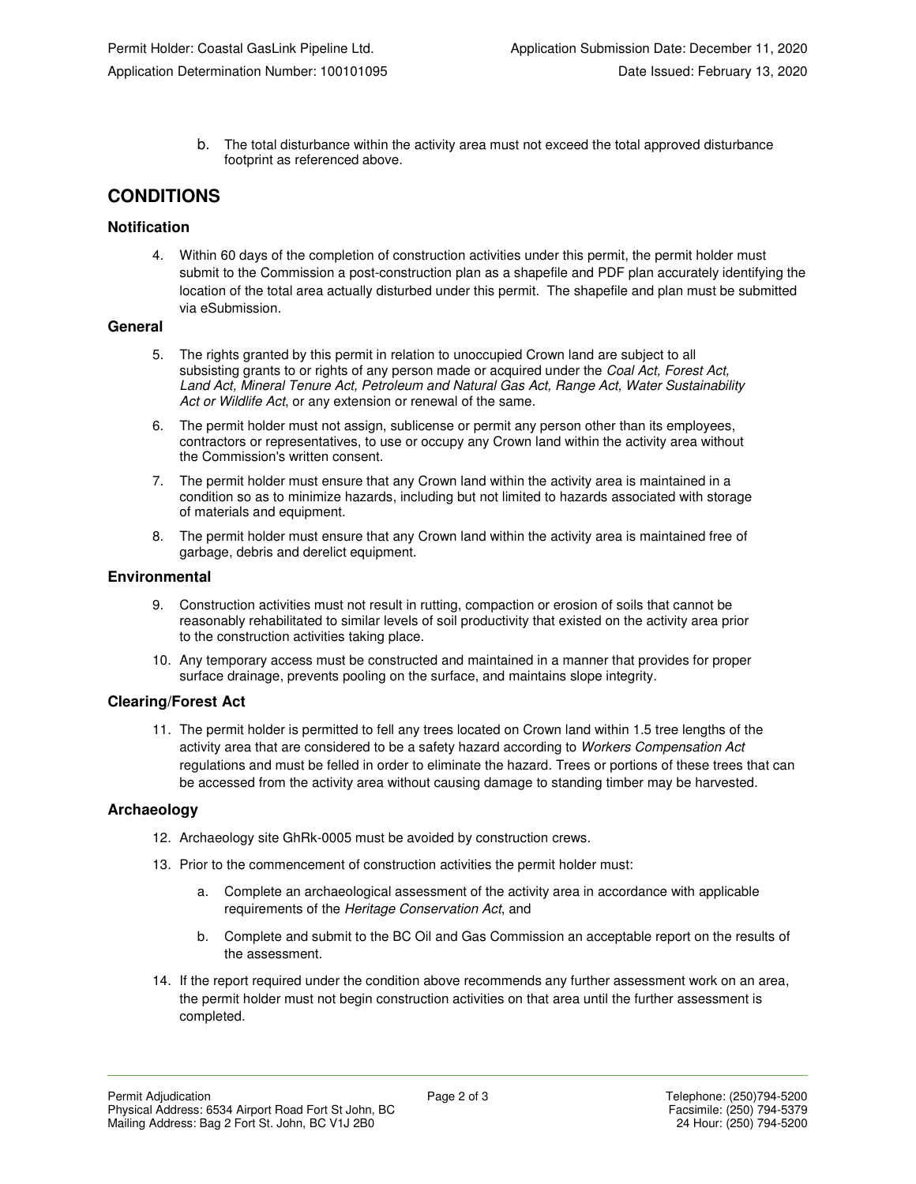b. The total disturbance within the activity area must not exceed the total approved disturbance footprint as referenced above.

## CONDITIONS

### Notification

4. Within 60 days of the completion of construction activities under this permit, the permit holder must submit to the Commission a post-construction plan as a shapefile and PDF plan accurately identifying the location of the total area actually disturbed under this permit. The shapefile and plan must be submitted via eSubmission.

### General

5. The rights granted by this permit in relation to unoccupied Crown land are subject to all subsisting grants to or rights of any person made or acquired under the *Coal Act, Forest Act, Land Act, Mineral Tenure Act, Petroleum and Natural Gas Act, Range Act, Water Sustainability Act or Wildlife Act*, or any extension or renewal of the same.
6. The permit holder must not assign, sublicense or permit any person other than its employees, contractors or representatives, to use or occupy any Crown land within the activity area without the Commission's written consent.
7. The permit holder must ensure that any Crown land within the activity area is maintained in a condition so as to minimize hazards, including but not limited to hazards associated with storage of materials and equipment.
8. The permit holder must ensure that any Crown land within the activity area is maintained free of garbage, debris and derelict equipment.

### Environmental

9. Construction activities must not result in rutting, compaction or erosion of soils that cannot be reasonably rehabilitated to similar levels of soil productivity that existed on the activity area prior to the construction activities taking place.
10. Any temporary access must be constructed and maintained in a manner that provides for proper surface drainage, prevents pooling on the surface, and maintains slope integrity.

### Clearing/Forest Act

11. The permit holder is permitted to fell any trees located on Crown land within 1.5 tree lengths of the activity area that are considered to be a safety hazard according to *Workers Compensation Act* regulations and must be felled in order to eliminate the hazard. Trees or portions of these trees that can be accessed from the activity area without causing damage to standing timber may be harvested.

### Archaeology

12. Archaeology site GhRk-0005 must be avoided by construction crews.
13. Prior to the commencement of construction activities the permit holder must:
    a. Complete an archaeological assessment of the activity area in accordance with applicable requirements of the *Heritage Conservation Act*, and
    b. Complete and submit to the BC Oil and Gas Commission an acceptable report on the results of the assessment.
14. If the report required under the condition above recommends any further assessment work on an area, the permit holder must not begin construction activities on that area until the further assessment is completed.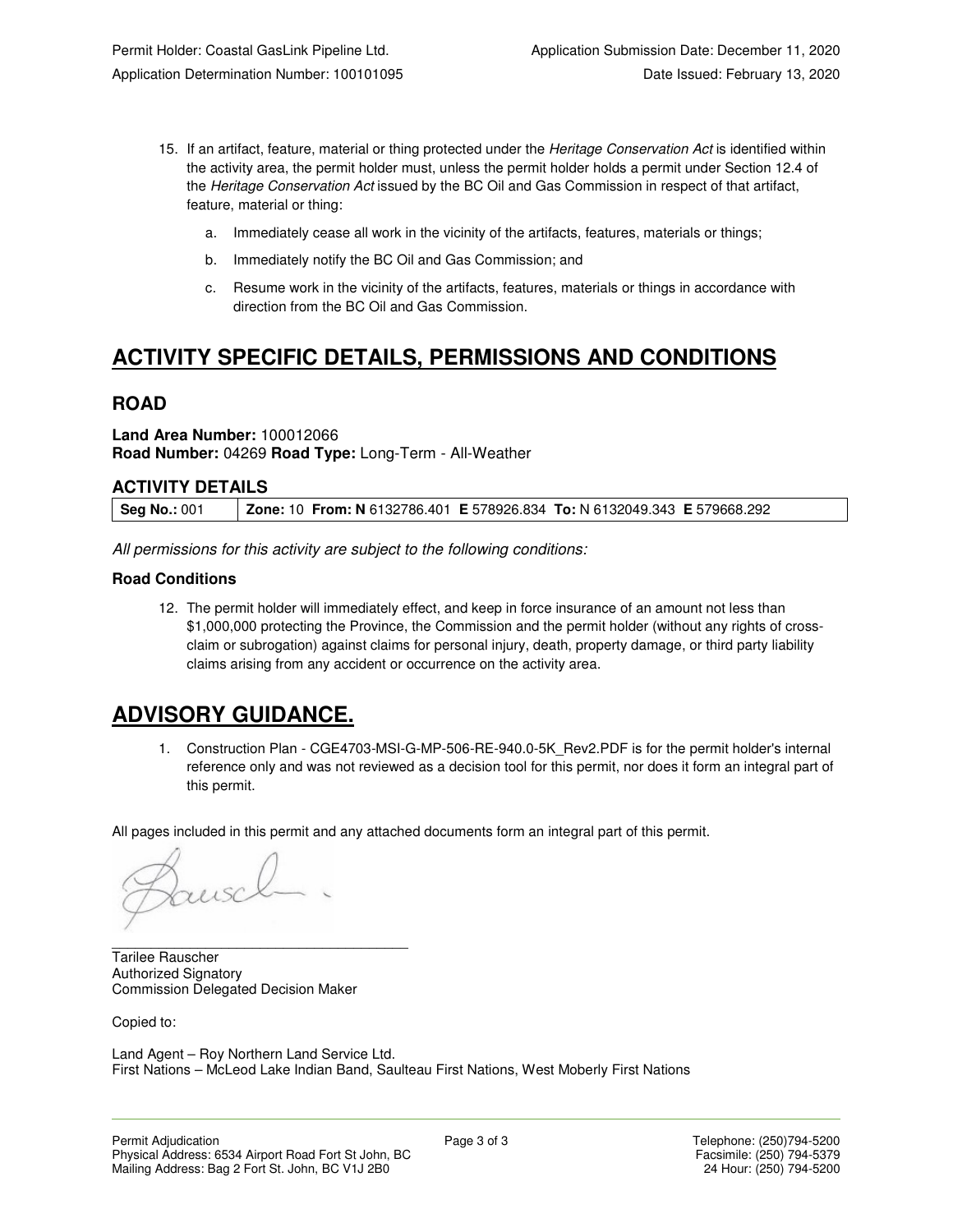15. If an artifact, feature, material or thing protected under the *Heritage Conservation Act* is identified within the activity area, the permit holder must, unless the permit holder holds a permit under Section 12.4 of the *Heritage Conservation Act* issued by the BC Oil and Gas Commission in respect of that artifact, feature, material or thing:

    a. Immediately cease all work in the vicinity of the artifacts, features, materials or things;

    b. Immediately notify the BC Oil and Gas Commission; and

    c. Resume work in the vicinity of the artifacts, features, materials or things in accordance with direction from the BC Oil and Gas Commission.

# ACTIVITY SPECIFIC DETAILS, PERMISSIONS AND CONDITIONS

## ROAD

**Land Area Number:** 100012066
**Road Number:** 04269 **Road Type:** Long-Term - All-Weather

### ACTIVITY DETAILS

| **Seg No.:** 001 | **Zone:** 10 **From: N** 6132786.401 **E** 578926.834 **To:** N 6132049.343 **E** 579668.292 |
|---|---|

*All permissions for this activity are subject to the following conditions:*

**Road Conditions**

12. The permit holder will immediately effect, and keep in force insurance of an amount not less than $1,000,000 protecting the Province, the Commission and the permit holder (without any rights of cross-claim or subrogation) against claims for personal injury, death, property damage, or third party liability claims arising from any accident or occurrence on the activity area.

# ADVISORY GUIDANCE.

1. Construction Plan - CGE4703-MSI-G-MP-506-RE-940.0-5K_Rev2.PDF is for the permit holder's internal reference only and was not reviewed as a decision tool for this permit, nor does it form an integral part of this permit.

All pages included in this permit and any attached documents form an integral part of this permit.

Tarilee Rauscher
Authorized Signatory
Commission Delegated Decision Maker

Copied to:

Land Agent – Roy Northern Land Service Ltd.
First Nations – McLeod Lake Indian Band, Saulteau First Nations, West Moberly First Nations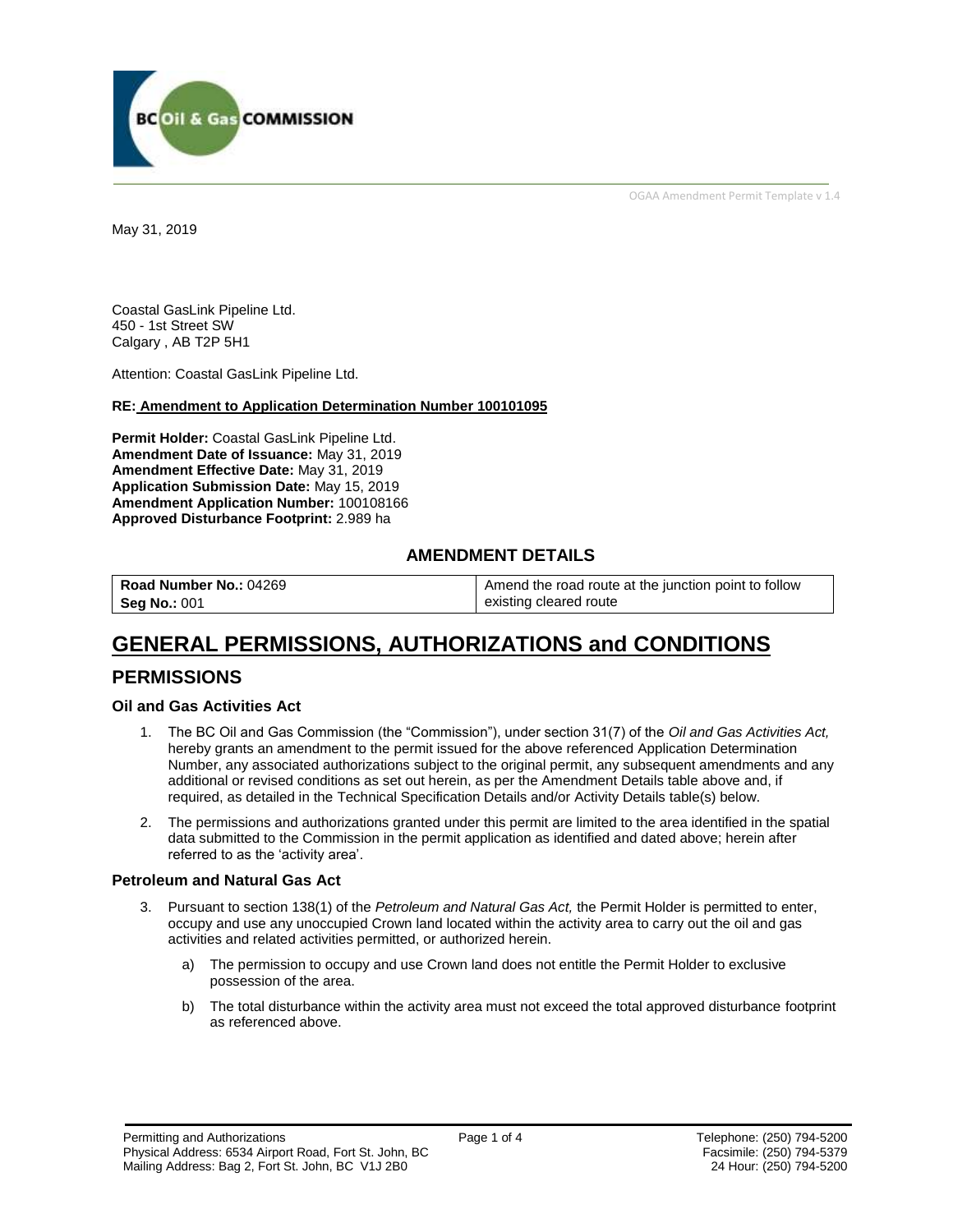May 31, 2019

Coastal GasLink Pipeline Ltd.
450 - 1st Street SW
Calgary , AB T2P 5H1

Attention: Coastal GasLink Pipeline Ltd.

**RE: Amendment to Application Determination Number 100101095**

**Permit Holder:** Coastal GasLink Pipeline Ltd.
**Amendment Date of Issuance:** May 31, 2019
**Amendment Effective Date:** May 31, 2019
**Application Submission Date:** May 15, 2019
**Amendment Application Number:** 100108166
**Approved Disturbance Footprint:** 2.989 ha

## AMENDMENT DETAILS

| **Road Number No.:** 04269 **Seg No.:** 001 | Amend the road route at the junction point to follow existing cleared route |
|---|---|

# GENERAL PERMISSIONS, AUTHORIZATIONS and CONDITIONS

## PERMISSIONS

### Oil and Gas Activities Act

1. The BC Oil and Gas Commission (the "Commission"), under section 31(7) of the *Oil and Gas Activities Act,* hereby grants an amendment to the permit issued for the above referenced Application Determination Number, any associated authorizations subject to the original permit, any subsequent amendments and any additional or revised conditions as set out herein, as per the Amendment Details table above and, if required, as detailed in the Technical Specification Details and/or Activity Details table(s) below.

2. The permissions and authorizations granted under this permit are limited to the area identified in the spatial data submitted to the Commission in the permit application as identified and dated above; herein after referred to as the 'activity area'.

### Petroleum and Natural Gas Act

3. Pursuant to section 138(1) of the *Petroleum and Natural Gas Act,* the Permit Holder is permitted to enter, occupy and use any unoccupied Crown land located within the activity area to carry out the oil and gas activities and related activities permitted, or authorized herein.

   a) The permission to occupy and use Crown land does not entitle the Permit Holder to exclusive possession of the area.

   b) The total disturbance within the activity area must not exceed the total approved disturbance footprint as referenced above.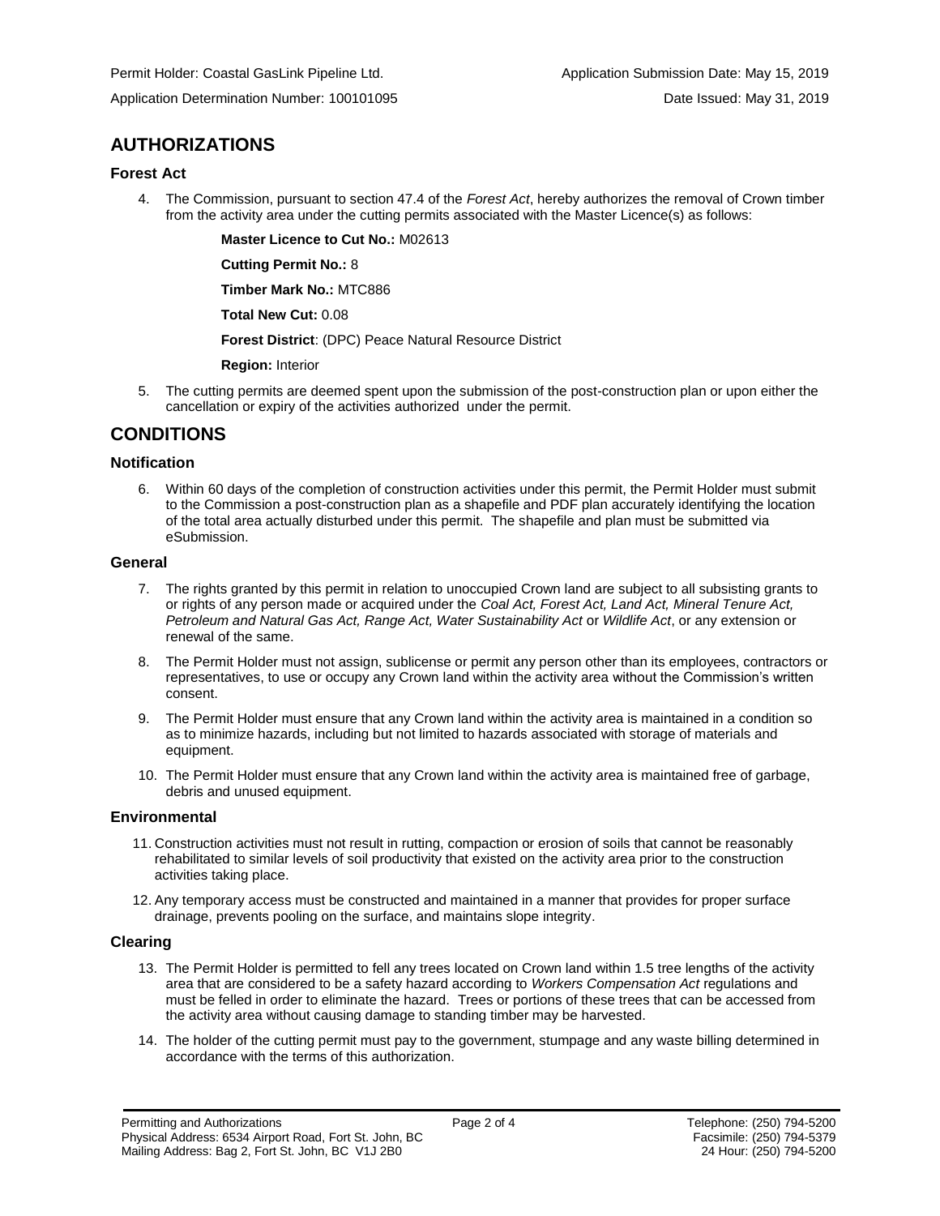Permit Holder: Coastal GasLink Pipeline Ltd. Application Submission Date: May 15, 2019

Application Determination Number: 100101095 Date Issued: May 31, 2019

## AUTHORIZATIONS

### Forest Act

4. The Commission, pursuant to section 47.4 of the *Forest Act*, hereby authorizes the removal of Crown timber from the activity area under the cutting permits associated with the Master Licence(s) as follows:

   **Master Licence to Cut No.:** M02613

   **Cutting Permit No.:** 8

   **Timber Mark No.:** MTC886

   **Total New Cut:** 0.08

   **Forest District**: (DPC) Peace Natural Resource District

   **Region:** Interior

5. The cutting permits are deemed spent upon the submission of the post-construction plan or upon either the cancellation or expiry of the activities authorized under the permit.

## CONDITIONS

### Notification

6. Within 60 days of the completion of construction activities under this permit, the Permit Holder must submit to the Commission a post-construction plan as a shapefile and PDF plan accurately identifying the location of the total area actually disturbed under this permit. The shapefile and plan must be submitted via eSubmission.

### General

7. The rights granted by this permit in relation to unoccupied Crown land are subject to all subsisting grants to or rights of any person made or acquired under the *Coal Act, Forest Act, Land Act, Mineral Tenure Act, Petroleum and Natural Gas Act, Range Act, Water Sustainability Act* or *Wildlife Act*, or any extension or renewal of the same.
8. The Permit Holder must not assign, sublicense or permit any person other than its employees, contractors or representatives, to use or occupy any Crown land within the activity area without the Commission's written consent.
9. The Permit Holder must ensure that any Crown land within the activity area is maintained in a condition so as to minimize hazards, including but not limited to hazards associated with storage of materials and equipment.
10. The Permit Holder must ensure that any Crown land within the activity area is maintained free of garbage, debris and unused equipment.

### Environmental

11. Construction activities must not result in rutting, compaction or erosion of soils that cannot be reasonably rehabilitated to similar levels of soil productivity that existed on the activity area prior to the construction activities taking place.
12. Any temporary access must be constructed and maintained in a manner that provides for proper surface drainage, prevents pooling on the surface, and maintains slope integrity.

### Clearing

13. The Permit Holder is permitted to fell any trees located on Crown land within 1.5 tree lengths of the activity area that are considered to be a safety hazard according to *Workers Compensation Act* regulations and must be felled in order to eliminate the hazard. Trees or portions of these trees that can be accessed from the activity area without causing damage to standing timber may be harvested.
14. The holder of the cutting permit must pay to the government, stumpage and any waste billing determined in accordance with the terms of this authorization.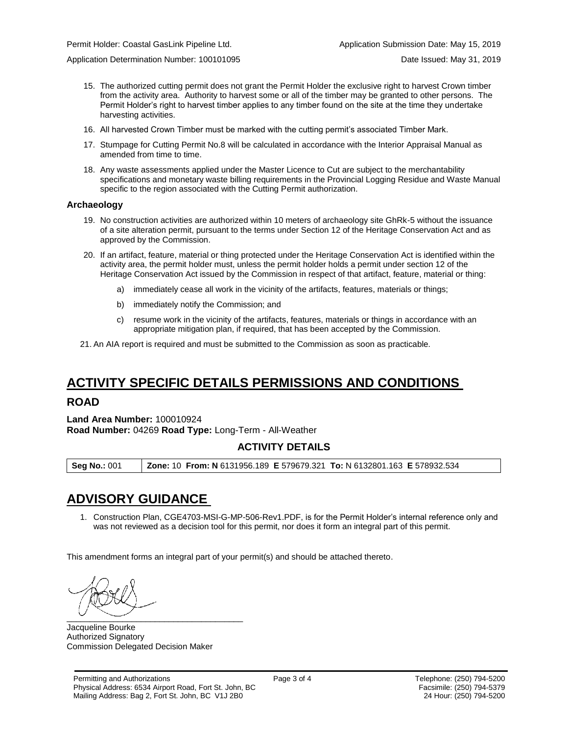15. The authorized cutting permit does not grant the Permit Holder the exclusive right to harvest Crown timber from the activity area. Authority to harvest some or all of the timber may be granted to other persons. The Permit Holder's right to harvest timber applies to any timber found on the site at the time they undertake harvesting activities.
16. All harvested Crown Timber must be marked with the cutting permit's associated Timber Mark.
17. Stumpage for Cutting Permit No.8 will be calculated in accordance with the Interior Appraisal Manual as amended from time to time.
18. Any waste assessments applied under the Master Licence to Cut are subject to the merchantability specifications and monetary waste billing requirements in the Provincial Logging Residue and Waste Manual specific to the region associated with the Cutting Permit authorization.

### Archaeology

19. No construction activities are authorized within 10 meters of archaeology site GhRk-5 without the issuance of a site alteration permit, pursuant to the terms under Section 12 of the Heritage Conservation Act and as approved by the Commission.
20. If an artifact, feature, material or thing protected under the Heritage Conservation Act is identified within the activity area, the permit holder must, unless the permit holder holds a permit under section 12 of the Heritage Conservation Act issued by the Commission in respect of that artifact, feature, material or thing:
    a) immediately cease all work in the vicinity of the artifacts, features, materials or things;
    b) immediately notify the Commission; and
    c) resume work in the vicinity of the artifacts, features, materials or things in accordance with an appropriate mitigation plan, if required, that has been accepted by the Commission.
21. An AIA report is required and must be submitted to the Commission as soon as practicable.

# ACTIVITY SPECIFIC DETAILS PERMISSIONS AND CONDITIONS

## ROAD

**Land Area Number:** 100010924
**Road Number:** 04269 **Road Type:** Long-Term - All-Weather

### ACTIVITY DETAILS

| **Seg No.:** 001 | **Zone:** 10 **From: N** 6131956.189 **E** 579679.321 **To:** N 6132801.163 **E** 578932.534 |
| --- | --- |

# ADVISORY GUIDANCE

1. Construction Plan, CGE4703-MSI-G-MP-506-Rev1.PDF, is for the Permit Holder's internal reference only and was not reviewed as a decision tool for this permit, nor does it form an integral part of this permit.

This amendment forms an integral part of your permit(s) and should be attached thereto.

Jacqueline Bourke
Authorized Signatory
Commission Delegated Decision Maker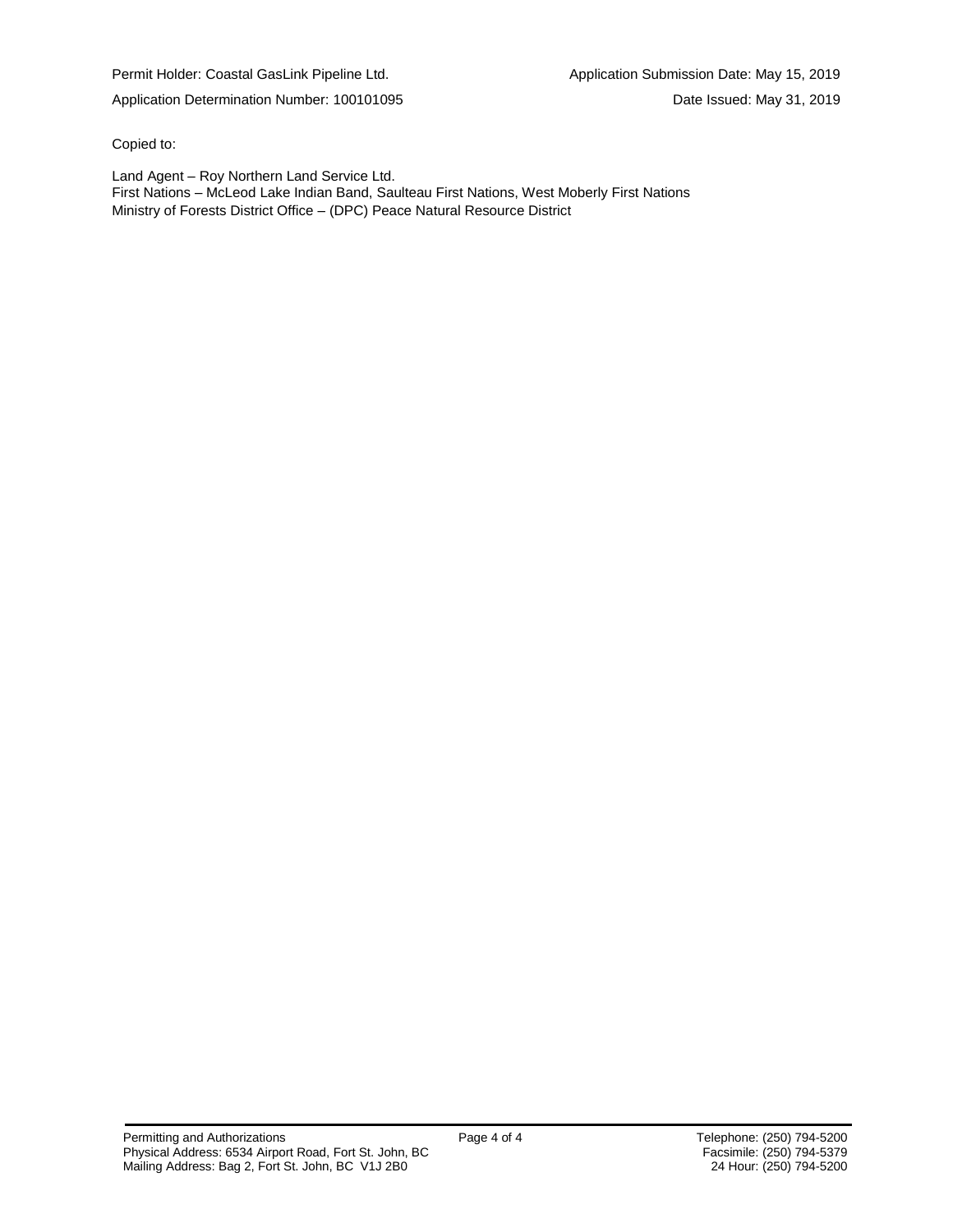Copied to:

Land Agent – Roy Northern Land Service Ltd.
First Nations – McLeod Lake Indian Band, Saulteau First Nations, West Moberly First Nations
Ministry of Forests District Office – (DPC) Peace Natural Resource District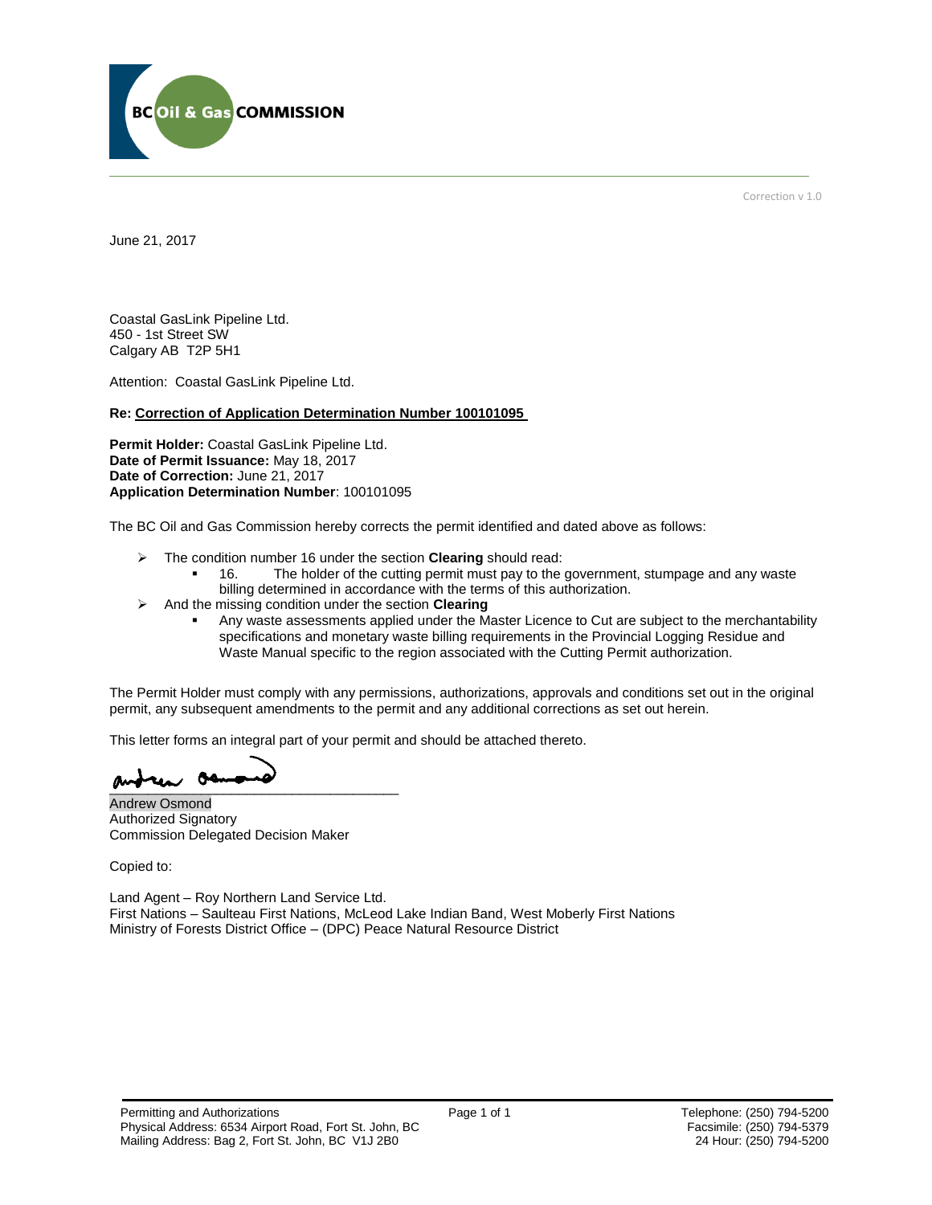Correction v 1.0

June 21, 2017

Coastal GasLink Pipeline Ltd.
450 - 1st Street SW
Calgary AB  T2P 5H1

Attention: Coastal GasLink Pipeline Ltd.

**Re: Correction of Application Determination Number 100101095**

**Permit Holder:** Coastal GasLink Pipeline Ltd.
**Date of Permit Issuance:** May 18, 2017
**Date of Correction:** June 21, 2017
**Application Determination Number**: 100101095

The BC Oil and Gas Commission hereby corrects the permit identified and dated above as follows:

- The condition number 16 under the section **Clearing** should read:
  - 16. The holder of the cutting permit must pay to the government, stumpage and any waste billing determined in accordance with the terms of this authorization.
- And the missing condition under the section **Clearing**
  - Any waste assessments applied under the Master Licence to Cut are subject to the merchantability specifications and monetary waste billing requirements in the Provincial Logging Residue and Waste Manual specific to the region associated with the Cutting Permit authorization.

The Permit Holder must comply with any permissions, authorizations, approvals and conditions set out in the original permit, any subsequent amendments to the permit and any additional corrections as set out herein.

This letter forms an integral part of your permit and should be attached thereto.

Andrew Osmond
Authorized Signatory
Commission Delegated Decision Maker

Copied to:

Land Agent – Roy Northern Land Service Ltd.
First Nations – Saulteau First Nations, McLeod Lake Indian Band, West Moberly First Nations
Ministry of Forests District Office – (DPC) Peace Natural Resource District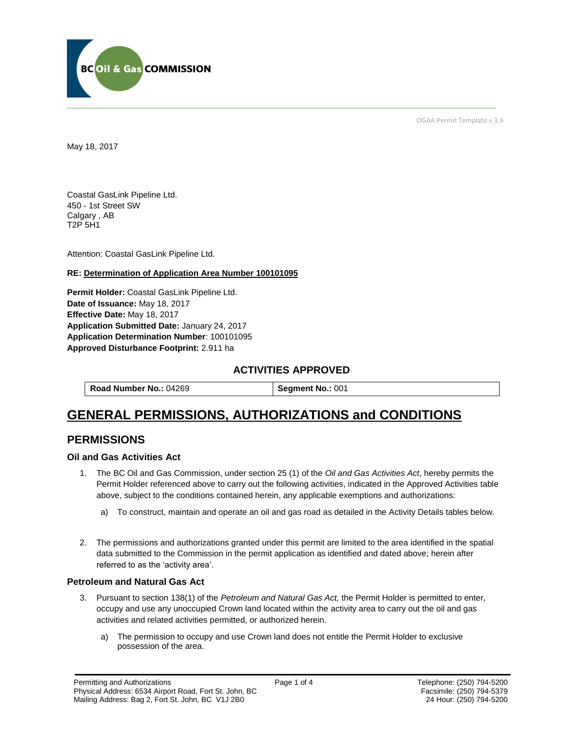OGAA Permit Template v 3.9

May 18, 2017

Coastal GasLink Pipeline Ltd.
450 - 1st Street SW
Calgary , AB
T2P 5H1

Attention: Coastal GasLink Pipeline Ltd.

**RE: Determination of Application Area Number 100101095**

**Permit Holder:** Coastal GasLink Pipeline Ltd.
**Date of Issuance:** May 18, 2017
**Effective Date:** May 18, 2017
**Application Submitted Date:** January 24, 2017
**Application Determination Number**: 100101095
**Approved Disturbance Footprint:** 2.911 ha

## ACTIVITIES APPROVED

| **Road Number No.:** 04269 | **Segment No.:** 001 |
|---|---|

# GENERAL PERMISSIONS, AUTHORIZATIONS and CONDITIONS

## PERMISSIONS

### Oil and Gas Activities Act

1. The BC Oil and Gas Commission, under section 25 (1) of the *Oil and Gas Activities Act*, hereby permits the Permit Holder referenced above to carry out the following activities, indicated in the Approved Activities table above, subject to the conditions contained herein, any applicable exemptions and authorizations:
   a) To construct, maintain and operate an oil and gas road as detailed in the Activity Details tables below.

2. The permissions and authorizations granted under this permit are limited to the area identified in the spatial data submitted to the Commission in the permit application as identified and dated above; herein after referred to as the 'activity area'.

### Petroleum and Natural Gas Act

3. Pursuant to section 138(1) of the *Petroleum and Natural Gas Act,* the Permit Holder is permitted to enter, occupy and use any unoccupied Crown land located within the activity area to carry out the oil and gas activities and related activities permitted, or authorized herein.
   a) The permission to occupy and use Crown land does not entitle the Permit Holder to exclusive possession of the area.

Permitting and Authorizations
Physical Address: 6534 Airport Road, Fort St. John, BC
Mailing Address: Bag 2, Fort St. John, BC V1J 2B0

Telephone: (250) 794-5200
Facsimile: (250) 794-5379
24 Hour: (250) 794-5200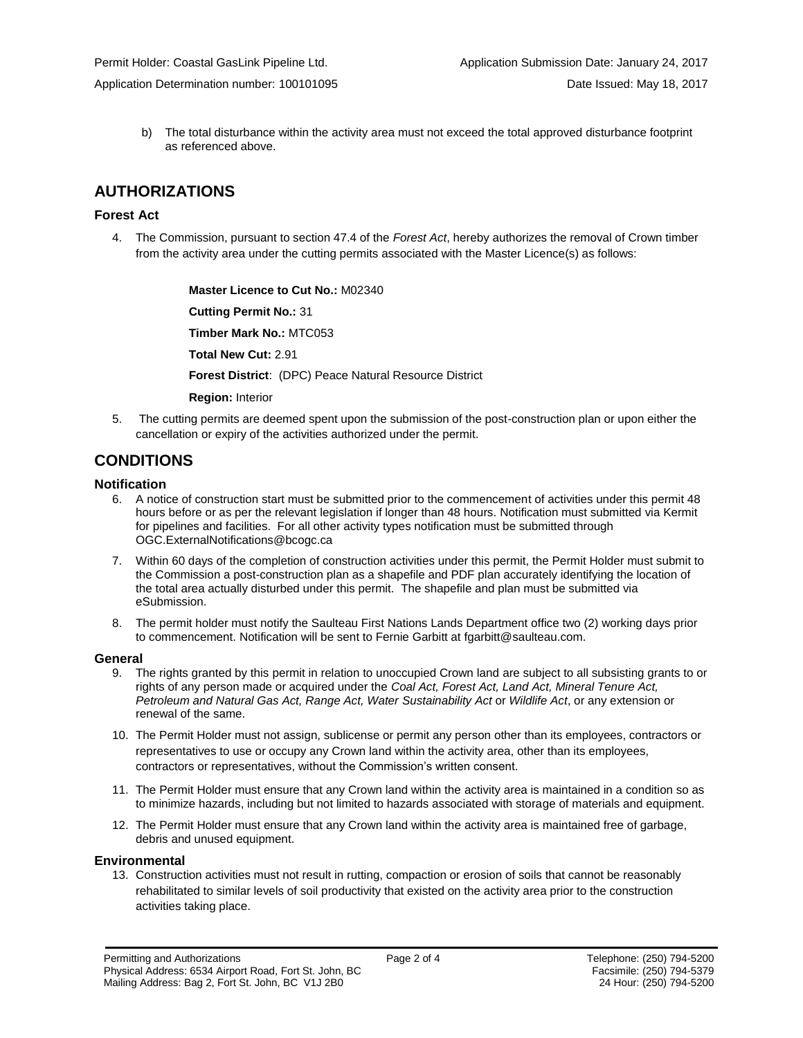b) The total disturbance within the activity area must not exceed the total approved disturbance footprint as referenced above.

## AUTHORIZATIONS

### Forest Act

4. The Commission, pursuant to section 47.4 of the *Forest Act*, hereby authorizes the removal of Crown timber from the activity area under the cutting permits associated with the Master Licence(s) as follows:

   **Master Licence to Cut No.:** M02340

   **Cutting Permit No.:** 31

   **Timber Mark No.:** MTC053

   **Total New Cut:** 2.91

   **Forest District**: (DPC) Peace Natural Resource District

   **Region:** Interior

5. The cutting permits are deemed spent upon the submission of the post-construction plan or upon either the cancellation or expiry of the activities authorized under the permit.

## CONDITIONS

### Notification

6. A notice of construction start must be submitted prior to the commencement of activities under this permit 48 hours before or as per the relevant legislation if longer than 48 hours. Notification must submitted via Kermit for pipelines and facilities. For all other activity types notification must be submitted through OGC.ExternalNotifications@bcogc.ca
7. Within 60 days of the completion of construction activities under this permit, the Permit Holder must submit to the Commission a post-construction plan as a shapefile and PDF plan accurately identifying the location of the total area actually disturbed under this permit. The shapefile and plan must be submitted via eSubmission.
8. The permit holder must notify the Saulteau First Nations Lands Department office two (2) working days prior to commencement. Notification will be sent to Fernie Garbitt at fgarbitt@saulteau.com.

### General

9. The rights granted by this permit in relation to unoccupied Crown land are subject to all subsisting grants to or rights of any person made or acquired under the *Coal Act, Forest Act, Land Act, Mineral Tenure Act, Petroleum and Natural Gas Act, Range Act, Water Sustainability Act* or *Wildlife Act*, or any extension or renewal of the same.
10. The Permit Holder must not assign, sublicense or permit any person other than its employees, contractors or representatives to use or occupy any Crown land within the activity area, other than its employees, contractors or representatives, without the Commission's written consent.
11. The Permit Holder must ensure that any Crown land within the activity area is maintained in a condition so as to minimize hazards, including but not limited to hazards associated with storage of materials and equipment.
12. The Permit Holder must ensure that any Crown land within the activity area is maintained free of garbage, debris and unused equipment.

### Environmental

13. Construction activities must not result in rutting, compaction or erosion of soils that cannot be reasonably rehabilitated to similar levels of soil productivity that existed on the activity area prior to the construction activities taking place.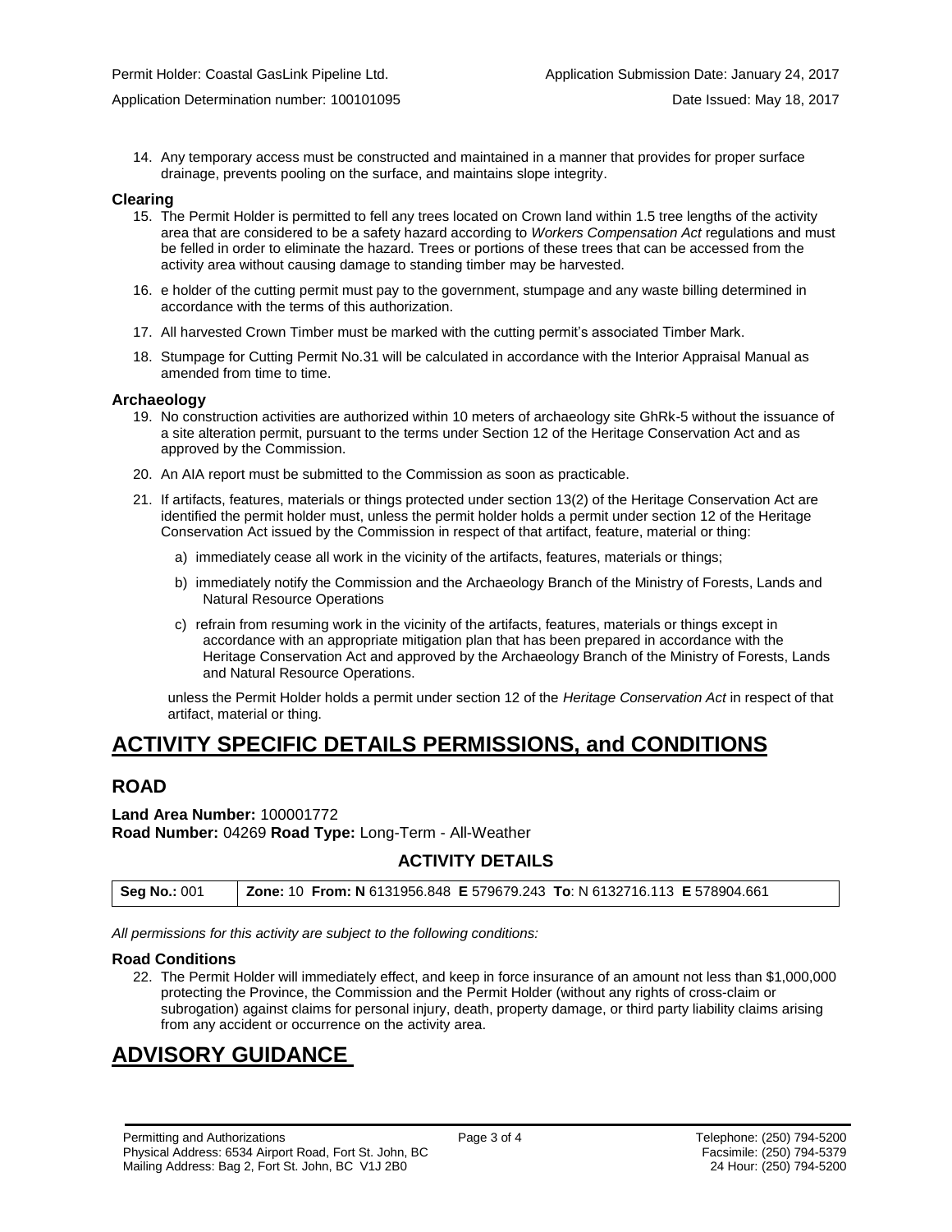14. Any temporary access must be constructed and maintained in a manner that provides for proper surface drainage, prevents pooling on the surface, and maintains slope integrity.

**Clearing**

15. The Permit Holder is permitted to fell any trees located on Crown land within 1.5 tree lengths of the activity area that are considered to be a safety hazard according to *Workers Compensation Act* regulations and must be felled in order to eliminate the hazard. Trees or portions of these trees that can be accessed from the activity area without causing damage to standing timber may be harvested.

16. e holder of the cutting permit must pay to the government, stumpage and any waste billing determined in accordance with the terms of this authorization.

17. All harvested Crown Timber must be marked with the cutting permit's associated Timber Mark.

18. Stumpage for Cutting Permit No.31 will be calculated in accordance with the Interior Appraisal Manual as amended from time to time.

**Archaeology**

19. No construction activities are authorized within 10 meters of archaeology site GhRk-5 without the issuance of a site alteration permit, pursuant to the terms under Section 12 of the Heritage Conservation Act and as approved by the Commission.

20. An AIA report must be submitted to the Commission as soon as practicable.

21. If artifacts, features, materials or things protected under section 13(2) of the Heritage Conservation Act are identified the permit holder must, unless the permit holder holds a permit under section 12 of the Heritage Conservation Act issued by the Commission in respect of that artifact, feature, material or thing:

    a) immediately cease all work in the vicinity of the artifacts, features, materials or things;

    b) immediately notify the Commission and the Archaeology Branch of the Ministry of Forests, Lands and Natural Resource Operations

    c) refrain from resuming work in the vicinity of the artifacts, features, materials or things except in accordance with an appropriate mitigation plan that has been prepared in accordance with the Heritage Conservation Act and approved by the Archaeology Branch of the Ministry of Forests, Lands and Natural Resource Operations.

    unless the Permit Holder holds a permit under section 12 of the *Heritage Conservation Act* in respect of that artifact, material or thing.

# ACTIVITY SPECIFIC DETAILS PERMISSIONS, and CONDITIONS

## ROAD

**Land Area Number:** 100001772
**Road Number:** 04269 **Road Type:** Long-Term - All-Weather

### ACTIVITY DETAILS

| **Seg No.:** 001 | **Zone:** 10 **From: N** 6131956.848 **E** 579679.243 **To**: N 6132716.113 **E** 578904.661 |
|---|---|

*All permissions for this activity are subject to the following conditions:*

**Road Conditions**

22. The Permit Holder will immediately effect, and keep in force insurance of an amount not less than $1,000,000 protecting the Province, the Commission and the Permit Holder (without any rights of cross-claim or subrogation) against claims for personal injury, death, property damage, or third party liability claims arising from any accident or occurrence on the activity area.

# ADVISORY GUIDANCE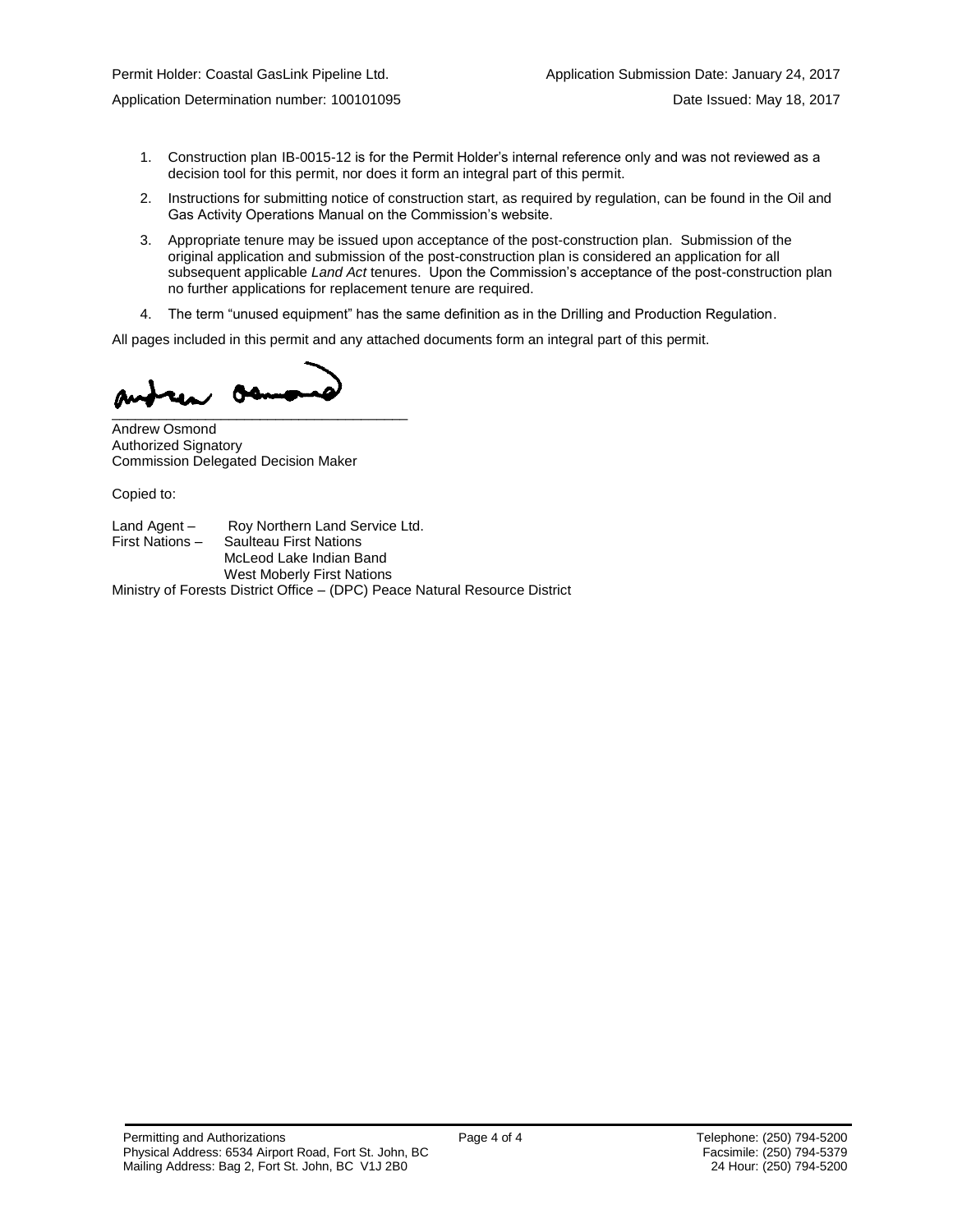1. Construction plan IB-0015-12 is for the Permit Holder's internal reference only and was not reviewed as a decision tool for this permit, nor does it form an integral part of this permit.
2. Instructions for submitting notice of construction start, as required by regulation, can be found in the Oil and Gas Activity Operations Manual on the Commission's website.
3. Appropriate tenure may be issued upon acceptance of the post-construction plan. Submission of the original application and submission of the post-construction plan is considered an application for all subsequent applicable *Land Act* tenures. Upon the Commission's acceptance of the post-construction plan no further applications for replacement tenure are required.
4. The term "unused equipment" has the same definition as in the Drilling and Production Regulation.

All pages included in this permit and any attached documents form an integral part of this permit.

Andrew Osmond
Authorized Signatory
Commission Delegated Decision Maker

Copied to:

Land Agent – Roy Northern Land Service Ltd.
First Nations – Saulteau First Nations
McLeod Lake Indian Band
West Moberly First Nations
Ministry of Forests District Office – (DPC) Peace Natural Resource District